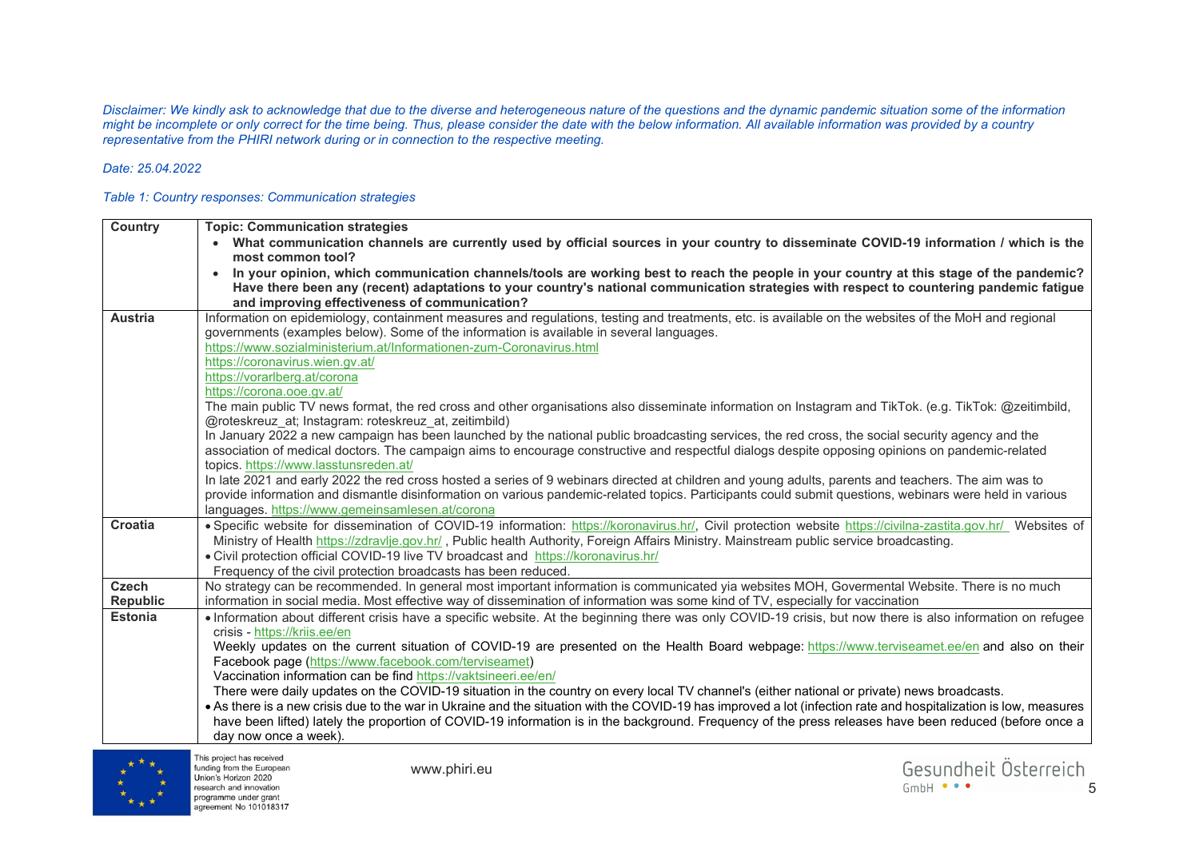*Disclaimer: We kindly ask to acknowledge that due to the diverse and heterogeneous nature of the questions and the dynamic pandemic situation some of the information might be incomplete or only correct for the time being. Thus, please consider the date with the below information. All available information was provided by a country representative from the PHIRI network during or in connection to the respective meeting.*

*Date: 25.04.2022*

*Table 1: Country responses: Communication strategies*

| Country | **Topic: Communication strategies**<br>• **What communication channels are currently used by official sources in your country to disseminate COVID-19 information / which is the most common tool?**<br>• **In your opinion, which communication channels/tools are working best to reach the people in your country at this stage of the pandemic? Have there been any (recent) adaptations to your country's national communication strategies with respect to countering pandemic fatigue and improving effectiveness of communication?** |
|---|---|
| **Austria** | Information on epidemiology, containment measures and regulations, testing and treatments, etc. is available on the websites of the MoH and regional governments (examples below). Some of the information is available in several languages.<br>https://www.sozialministerium.at/Informationen-zum-Coronavirus.html<br>https://coronavirus.wien.gv.at/<br>https://vorarlberg.at/corona<br>https://corona.ooe.gv.at/<br>The main public TV news format, the red cross and other organisations also disseminate information on Instagram and TikTok. (e.g. TikTok: @zeitimbild, @roteskreuz_at; Instagram: roteskreuz_at, zeitimbild)<br>In January 2022 a new campaign has been launched by the national public broadcasting services, the red cross, the social security agency and the association of medical doctors. The campaign aims to encourage constructive and respectful dialogs despite opposing opinions on pandemic-related topics. https://www.lasstunsreden.at/<br>In late 2021 and early 2022 the red cross hosted a series of 9 webinars directed at children and young adults, parents and teachers. The aim was to provide information and dismantle disinformation on various pandemic-related topics. Participants could submit questions, webinars were held in various languages. https://www.gemeinsamlesen.at/corona |
| **Croatia** | • Specific website for dissemination of COVID-19 information: https://koronavirus.hr/, Civil protection website https://civilna-zastita.gov.hr/ Websites of Ministry of Health https://zdravlje.gov.hr/ , Public health Authority, Foreign Affairs Ministry. Mainstream public service broadcasting.<br>• Civil protection official COVID-19 live TV broadcast and https://koronavirus.hr/<br>Frequency of the civil protection broadcasts has been reduced. |
| **Czech Republic** | No strategy can be recommended. In general most important information is communicated yia websites MOH, Govermental Website. There is no much information in social media. Most effective way of dissemination of information was some kind of TV, especially for vaccination |
| **Estonia** | • Information about different crisis have a specific website. At the beginning there was only COVID-19 crisis, but now there is also information on refugee crisis - https://kriis.ee/en<br>Weekly updates on the current situation of COVID-19 are presented on the Health Board webpage: https://www.terviseamet.ee/en and also on their Facebook page (https://www.facebook.com/terviseamet)<br>Vaccination information can be find https://vaktsineeri.ee/en/<br>There were daily updates on the COVID-19 situation in the country on every local TV channel's (either national or private) news broadcasts.<br>• As there is a new crisis due to the war in Ukraine and the situation with the COVID-19 has improved a lot (infection rate and hospitalization is low, measures have been lifted) lately the proportion of COVID-19 information is in the background. Frequency of the press releases have been reduced (before once a day now once a week). |

This project has received funding from the European Union's Horizon 2020 research and innovation programme under grant agreement No 101018317

www.phiri.eu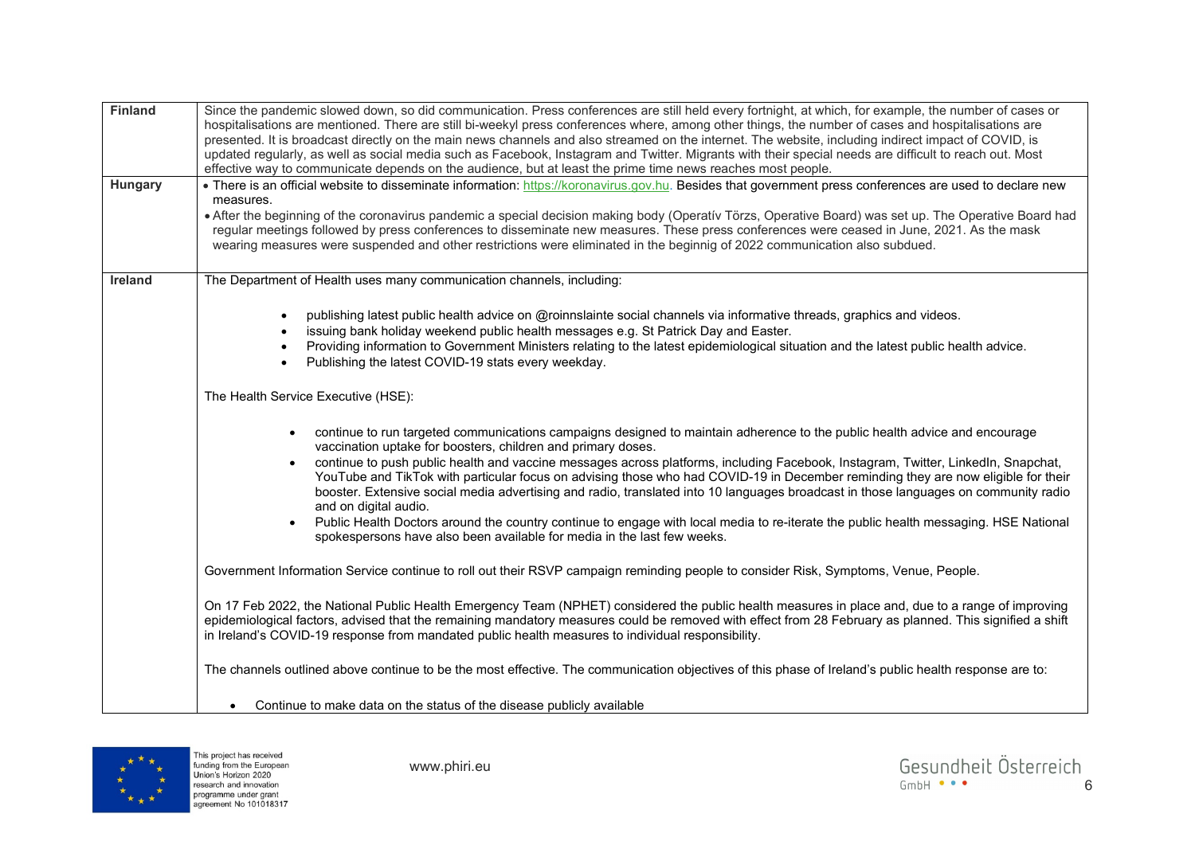| | |
|---|---|
| **Finland** | Since the pandemic slowed down, so did communication. Press conferences are still held every fortnight, at which, for example, the number of cases or hospitalisations are mentioned. There are still bi-weekyl press conferences where, among other things, the number of cases and hospitalisations are presented. It is broadcast directly on the main news channels and also streamed on the internet. The website, including indirect impact of COVID, is updated regularly, as well as social media such as Facebook, Instagram and Twitter. Migrants with their special needs are difficult to reach out. Most effective way to communicate depends on the audience, but at least the prime time news reaches most people. |
| **Hungary** | • There is an official website to disseminate information: [https://koronavirus.gov.hu](https://koronavirus.gov.hu). Besides that government press conferences are used to declare new measures.<br>• After the beginning of the coronavirus pandemic a special decision making body (Operatív Törzs, Operative Board) was set up. The Operative Board had regular meetings followed by press conferences to disseminate new measures. These press conferences were ceased in June, 2021. As the mask wearing measures were suspended and other restrictions were eliminated in the beginnig of 2022 communication also subdued. |
| **Ireland** | The Department of Health uses many communication channels, including:<br><br>• publishing latest public health advice on @roinnslainte social channels via informative threads, graphics and videos.<br>• issuing bank holiday weekend public health messages e.g. St Patrick Day and Easter.<br>• Providing information to Government Ministers relating to the latest epidemiological situation and the latest public health advice.<br>• Publishing the latest COVID-19 stats every weekday.<br><br>The Health Service Executive (HSE):<br><br>• continue to run targeted communications campaigns designed to maintain adherence to the public health advice and encourage vaccination uptake for boosters, children and primary doses.<br>• continue to push public health and vaccine messages across platforms, including Facebook, Instagram, Twitter, LinkedIn, Snapchat, YouTube and TikTok with particular focus on advising those who had COVID-19 in December reminding they are now eligible for their booster. Extensive social media advertising and radio, translated into 10 languages broadcast in those languages on community radio and on digital audio.<br>• Public Health Doctors around the country continue to engage with local media to re-iterate the public health messaging. HSE National spokespersons have also been available for media in the last few weeks.<br><br>Government Information Service continue to roll out their RSVP campaign reminding people to consider Risk, Symptoms, Venue, People.<br><br>On 17 Feb 2022, the National Public Health Emergency Team (NPHET) considered the public health measures in place and, due to a range of improving epidemiological factors, advised that the remaining mandatory measures could be removed with effect from 28 February as planned. This signified a shift in Ireland's COVID-19 response from mandated public health measures to individual responsibility.<br><br>The channels outlined above continue to be the most effective. The communication objectives of this phase of Ireland's public health response are to:<br><br>• Continue to make data on the status of the disease publicly available |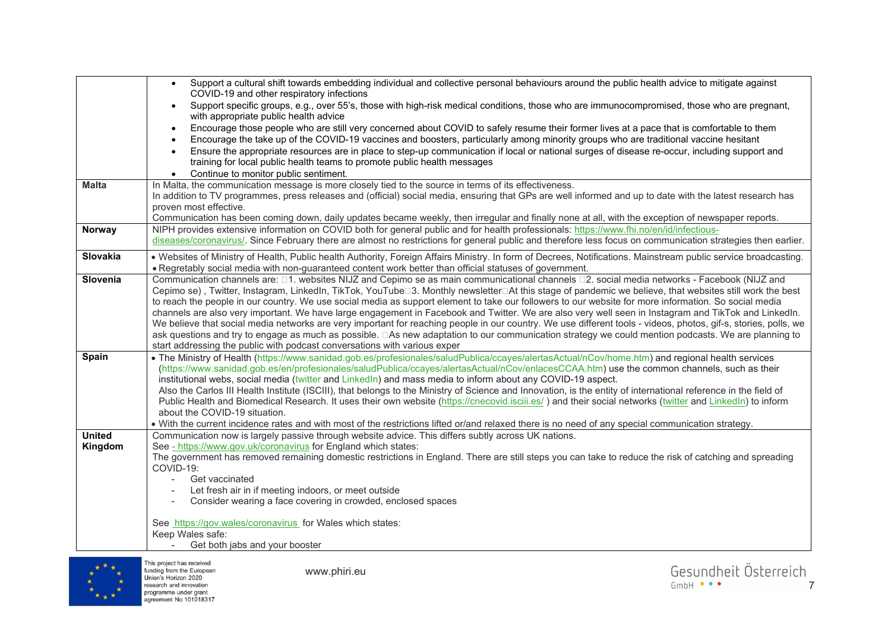| | |
|---|---|
| | • Support a cultural shift towards embedding individual and collective personal behaviours around the public health advice to mitigate against COVID-19 and other respiratory infections<br>• Support specific groups, e.g., over 55's, those with high-risk medical conditions, those who are immunocompromised, those who are pregnant, with appropriate public health advice<br>• Encourage those people who are still very concerned about COVID to safely resume their former lives at a pace that is comfortable to them<br>• Encourage the take up of the COVID-19 vaccines and boosters, particularly among minority groups who are traditional vaccine hesitant<br>• Ensure the appropriate resources are in place to step-up communication if local or national surges of disease re-occur, including support and training for local public health teams to promote public health messages<br>• Continue to monitor public sentiment. |
| **Malta** | In Malta, the communication message is more closely tied to the source in terms of its effectiveness.<br>In addition to TV programmes, press releases and (official) social media, ensuring that GPs are well informed and up to date with the latest research has proven most effective.<br>Communication has been coming down, daily updates became weekly, then irregular and finally none at all, with the exception of newspaper reports. |
| **Norway** | NIPH provides extensive information on COVID both for general public and for health professionals: https://www.fhi.no/en/id/infectious-diseases/coronavirus/. Since February there are almost no restrictions for general public and therefore less focus on communication strategies then earlier. |
| **Slovakia** | • Websites of Ministry of Health, Public health Authority, Foreign Affairs Ministry. In form of Decrees, Notifications. Mainstream public service broadcasting.<br>• Regretably social media with non-guaranteed content work better than official statuses of government. |
| **Slovenia** | Communication channels are: 1. websites NIJZ and Cepimo se as main communicational channels 2. social media networks - Facebook (NIJZ and Cepimo se) , Twitter, Instagram, LinkedIn, TikTok, YouTube 3. Monthly newsletter At this stage of pandemic we believe, that websites still work the best to reach the people in our country. We use social media as support element to take our followers to our website for more information. So social media channels are also very important. We have large engagement in Facebook and Twitter. We are also very well seen in Instagram and TikTok and LinkedIn. We believe that social media networks are very important for reaching people in our country. We use different tools - videos, photos, gif-s, stories, polls, we ask questions and try to engage as much as possible. As new adaptation to our communication strategy we could mention podcasts. We are planning to start addressing the public with podcast conversations with various exper |
| **Spain** | • The Ministry of Health (https://www.sanidad.gob.es/profesionales/saludPublica/ccayes/alertasActual/nCov/home.htm) and regional health services (https://www.sanidad.gob.es/en/profesionales/saludPublica/ccayes/alertasActual/nCov/enlacesCCAA.htm) use the common channels, such as their institutional webs, social media (twitter and LinkedIn) and mass media to inform about any COVID-19 aspect.<br>Also the Carlos III Health Institute (ISCIII), that belongs to the Ministry of Science and Innovation, is the entity of international reference in the field of Public Health and Biomedical Research. It uses their own website (https://cnecovid.isciii.es/ ) and their social networks (twitter and LinkedIn) to inform about the COVID-19 situation.<br>• With the current incidence rates and with most of the restrictions lifted or/and relaxed there is no need of any special communication strategy. |
| **United Kingdom** | Communication now is largely passive through website advice. This differs subtly across UK nations.<br>See - https://www.gov.uk/coronavirus for England which states:<br>The government has removed remaining domestic restrictions in England. There are still steps you can take to reduce the risk of catching and spreading COVID-19:<br>- Get vaccinated<br>- Let fresh air in if meeting indoors, or meet outside<br>- Consider wearing a face covering in crowded, enclosed spaces<br><br>See https://gov.wales/coronavirus for Wales which states:<br>Keep Wales safe:<br>- Get both jabs and your booster |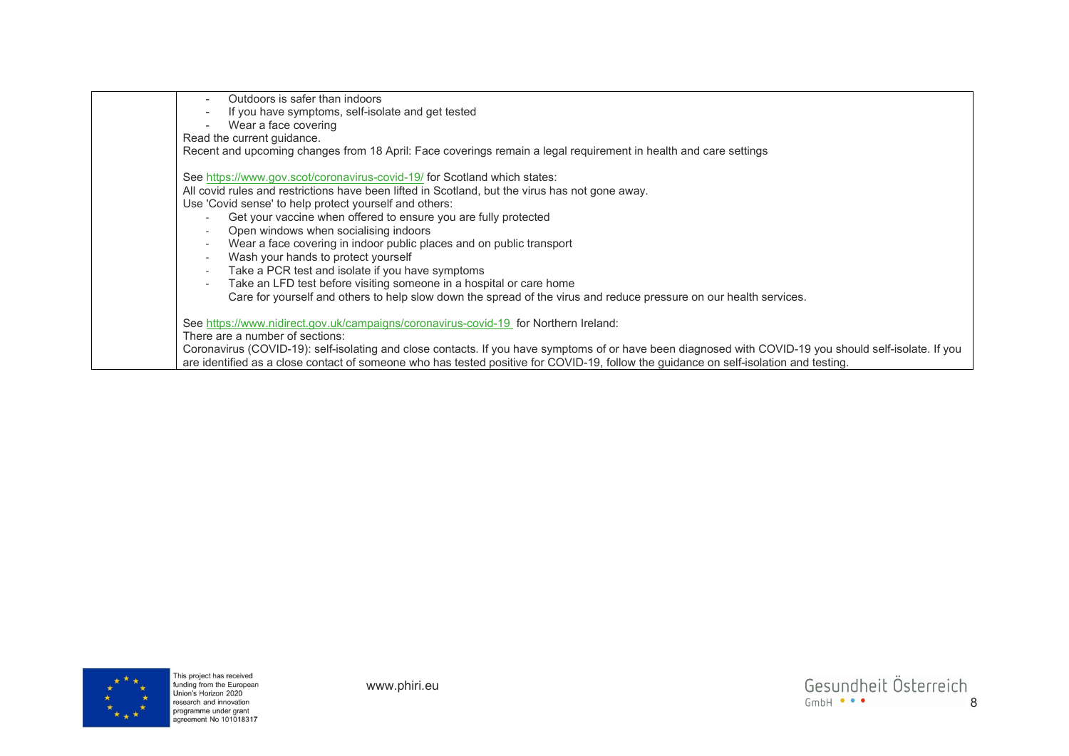| | |
|---|---|
| | - Outdoors is safer than indoors<br>- If you have symptoms, self-isolate and get tested<br>- Wear a face covering<br>Read the current guidance.<br>Recent and upcoming changes from 18 April: Face coverings remain a legal requirement in health and care settings<br><br>See https://www.gov.scot/coronavirus-covid-19/ for Scotland which states:<br>All covid rules and restrictions have been lifted in Scotland, but the virus has not gone away.<br>Use 'Covid sense' to help protect yourself and others:<br>- Get your vaccine when offered to ensure you are fully protected<br>- Open windows when socialising indoors<br>- Wear a face covering in indoor public places and on public transport<br>- Wash your hands to protect yourself<br>- Take a PCR test and isolate if you have symptoms<br>- Take an LFD test before visiting someone in a hospital or care home<br>Care for yourself and others to help slow down the spread of the virus and reduce pressure on our health services.<br><br>See https://www.nidirect.gov.uk/campaigns/coronavirus-covid-19 for Northern Ireland:<br>There are a number of sections:<br>Coronavirus (COVID-19): self-isolating and close contacts. If you have symptoms of or have been diagnosed with COVID-19 you should self-isolate. If you are identified as a close contact of someone who has tested positive for COVID-19, follow the guidance on self-isolation and testing. |

This project has received funding from the European Union's Horizon 2020 research and innovation programme under grant agreement No 101018317

www.phiri.eu

Gesundheit Österreich GmbH